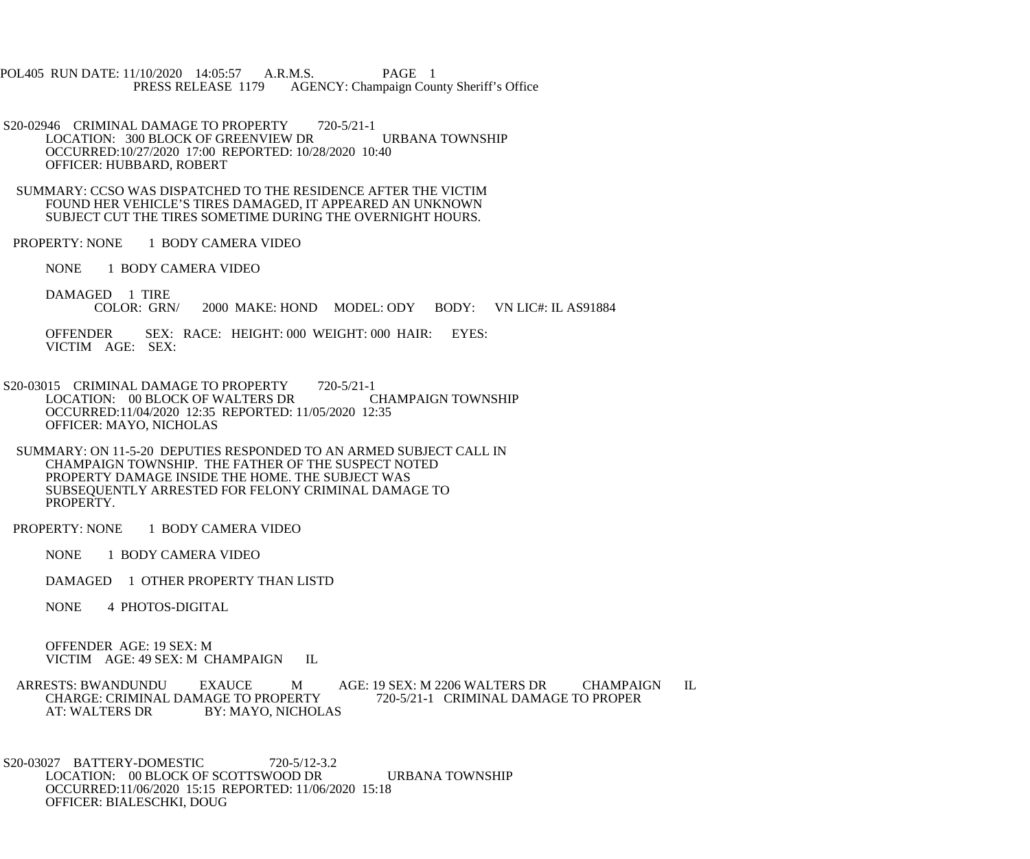POL405 RUN DATE: 11/10/2020 14:05:57 A.R.M.S. PAGE 1
PRESS RELEASE 1179 AGENCY: Champaign County Sheriff's Office

S20-02946 CRIMINAL DAMAGE TO PROPERTY 720-5/21-1
LOCATION: 300 BLOCK OF GREENVIEW DR URBANA TOWNSHIP
OCCURRED:10/27/2020 17:00 REPORTED: 10/28/2020 10:40
OFFICER: HUBBARD, ROBERT

SUMMARY: CCSO WAS DISPATCHED TO THE RESIDENCE AFTER THE VICTIM FOUND HER VEHICLE'S TIRES DAMAGED, IT APPEARED AN UNKNOWN SUBJECT CUT THE TIRES SOMETIME DURING THE OVERNIGHT HOURS.

PROPERTY: NONE 1 BODY CAMERA VIDEO

NONE 1 BODY CAMERA VIDEO

DAMAGED 1 TIRE
COLOR: GRN/ 2000 MAKE: HOND MODEL: ODY BODY: VN LIC#: IL AS91884

OFFENDER SEX: RACE: HEIGHT: 000 WEIGHT: 000 HAIR: EYES:
VICTIM AGE: SEX:

S20-03015 CRIMINAL DAMAGE TO PROPERTY 720-5/21-1
LOCATION: 00 BLOCK OF WALTERS DR CHAMPAIGN TOWNSHIP
OCCURRED:11/04/2020 12:35 REPORTED: 11/05/2020 12:35
OFFICER: MAYO, NICHOLAS

SUMMARY: ON 11-5-20 DEPUTIES RESPONDED TO AN ARMED SUBJECT CALL IN CHAMPAIGN TOWNSHIP. THE FATHER OF THE SUSPECT NOTED PROPERTY DAMAGE INSIDE THE HOME. THE SUBJECT WAS SUBSEQUENTLY ARRESTED FOR FELONY CRIMINAL DAMAGE TO PROPERTY.

PROPERTY: NONE 1 BODY CAMERA VIDEO

NONE 1 BODY CAMERA VIDEO

DAMAGED 1 OTHER PROPERTY THAN LISTD

NONE 4 PHOTOS-DIGITAL

OFFENDER AGE: 19 SEX: M
VICTIM AGE: 49 SEX: M CHAMPAIGN IL

ARRESTS: BWANDUNDU EXAUCE M AGE: 19 SEX: M 2206 WALTERS DR CHAMPAIGN IL
CHARGE: CRIMINAL DAMAGE TO PROPERTY 720-5/21-1 CRIMINAL DAMAGE TO PROPER
AT: WALTERS DR BY: MAYO, NICHOLAS

S20-03027 BATTERY-DOMESTIC 720-5/12-3.2
LOCATION: 00 BLOCK OF SCOTTSWOOD DR URBANA TOWNSHIP
OCCURRED:11/06/2020 15:15 REPORTED: 11/06/2020 15:18
OFFICER: BIALESCHKI, DOUG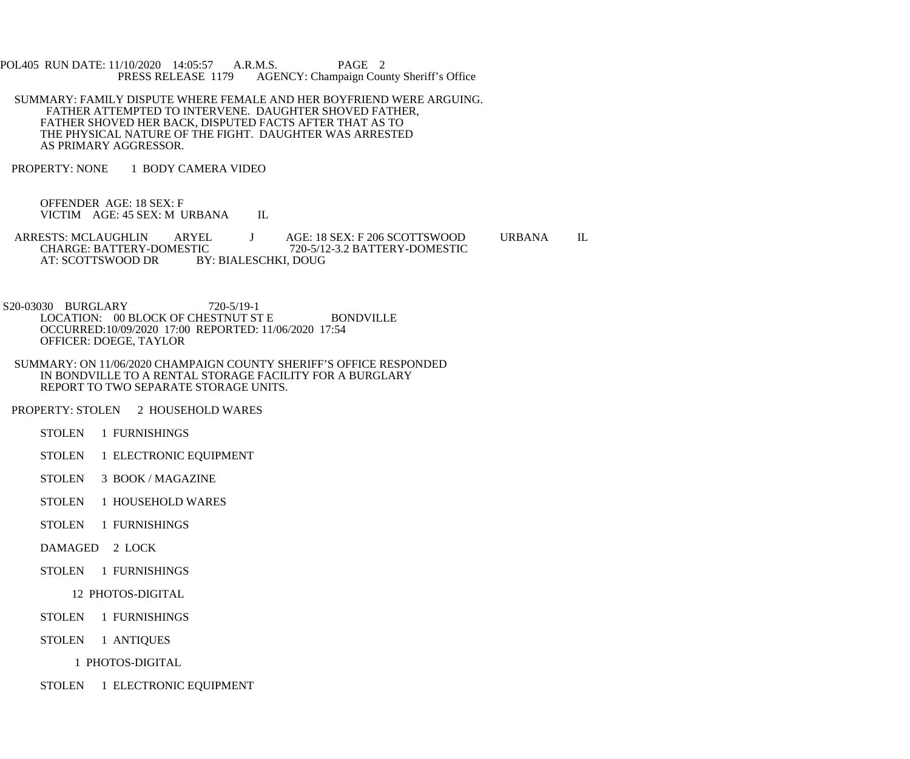SUMMARY: FAMILY DISPUTE WHERE FEMALE AND HER BOYFRIEND WERE ARGUING. FATHER ATTEMPTED TO INTERVENE. DAUGHTER SHOVED FATHER, FATHER SHOVED HER BACK, DISPUTED FACTS AFTER THAT AS TO THE PHYSICAL NATURE OF THE FIGHT. DAUGHTER WAS ARRESTED AS PRIMARY AGGRESSOR.

PROPERTY: NONE 1 BODY CAMERA VIDEO

OFFENDER AGE: 18 SEX: F
VICTIM AGE: 45 SEX: M URBANA IL

ARRESTS: MCLAUGHLIN ARYEL J AGE: 18 SEX: F 206 SCOTTSWOOD URBANA IL
CHARGE: BATTERY-DOMESTIC 720-5/12-3.2 BATTERY-DOMESTIC
AT: SCOTTSWOOD DR BY: BIALESCHKI, DOUG

S20-03030 BURGLARY 720-5/19-1
LOCATION: 00 BLOCK OF CHESTNUT ST E BONDVILLE
OCCURRED:10/09/2020 17:00 REPORTED: 11/06/2020 17:54
OFFICER: DOEGE, TAYLOR

SUMMARY: ON 11/06/2020 CHAMPAIGN COUNTY SHERIFF'S OFFICE RESPONDED IN BONDVILLE TO A RENTAL STORAGE FACILITY FOR A BURGLARY REPORT TO TWO SEPARATE STORAGE UNITS.

PROPERTY: STOLEN 2 HOUSEHOLD WARES

STOLEN 1 FURNISHINGS

STOLEN 1 ELECTRONIC EQUIPMENT

STOLEN 3 BOOK / MAGAZINE

STOLEN 1 HOUSEHOLD WARES

STOLEN 1 FURNISHINGS

DAMAGED 2 LOCK

STOLEN 1 FURNISHINGS

12 PHOTOS-DIGITAL

STOLEN 1 FURNISHINGS

STOLEN 1 ANTIQUES

1 PHOTOS-DIGITAL

STOLEN 1 ELECTRONIC EQUIPMENT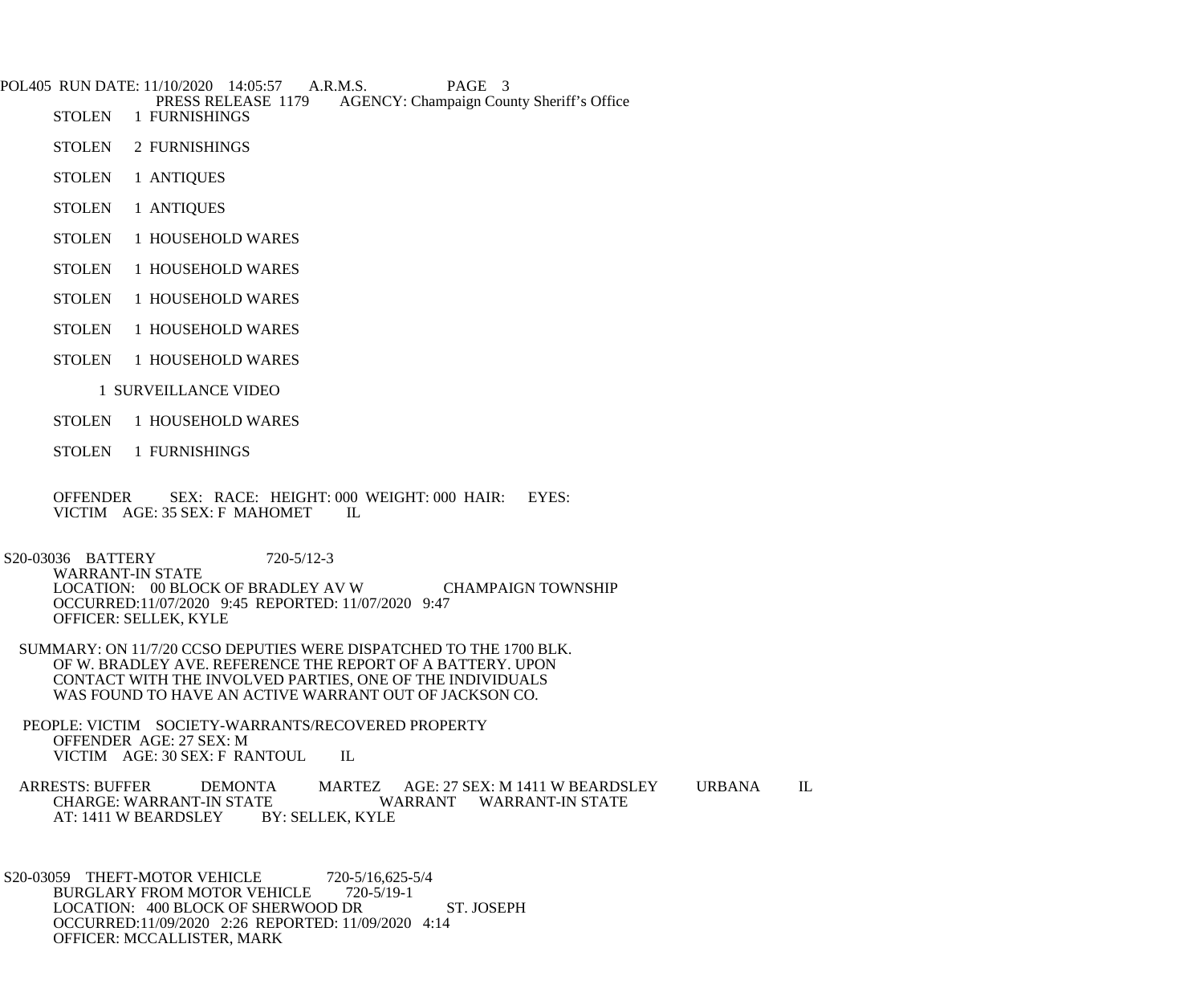STOLEN 1 FURNISHINGS

STOLEN 2 FURNISHINGS

STOLEN 1 ANTIQUES

STOLEN 1 ANTIQUES

STOLEN 1 HOUSEHOLD WARES

STOLEN 1 HOUSEHOLD WARES

STOLEN 1 HOUSEHOLD WARES

STOLEN 1 HOUSEHOLD WARES

STOLEN 1 HOUSEHOLD WARES

1 SURVEILLANCE VIDEO

STOLEN 1 HOUSEHOLD WARES

STOLEN 1 FURNISHINGS

OFFENDER SEX: RACE: HEIGHT: 000 WEIGHT: 000 HAIR: EYES:
VICTIM AGE: 35 SEX: F MAHOMET IL

S20-03036 BATTERY 720-5/12-3
WARRANT-IN STATE
LOCATION: 00 BLOCK OF BRADLEY AV W CHAMPAIGN TOWNSHIP
OCCURRED:11/07/2020 9:45 REPORTED: 11/07/2020 9:47
OFFICER: SELLEK, KYLE

SUMMARY: ON 11/7/20 CCSO DEPUTIES WERE DISPATCHED TO THE 1700 BLK. OF W. BRADLEY AVE. REFERENCE THE REPORT OF A BATTERY. UPON CONTACT WITH THE INVOLVED PARTIES, ONE OF THE INDIVIDUALS WAS FOUND TO HAVE AN ACTIVE WARRANT OUT OF JACKSON CO.

PEOPLE: VICTIM SOCIETY-WARRANTS/RECOVERED PROPERTY
OFFENDER AGE: 27 SEX: M
VICTIM AGE: 30 SEX: F RANTOUL IL

ARRESTS: BUFFER DEMONTA MARTEZ AGE: 27 SEX: M 1411 W BEARDSLEY URBANA IL
CHARGE: WARRANT-IN STATE WARRANT WARRANT-IN STATE
AT: 1411 W BEARDSLEY BY: SELLEK, KYLE

S20-03059 THEFT-MOTOR VEHICLE 720-5/16,625-5/4
BURGLARY FROM MOTOR VEHICLE 720-5/19-1
LOCATION: 400 BLOCK OF SHERWOOD DR ST. JOSEPH
OCCURRED:11/09/2020 2:26 REPORTED: 11/09/2020 4:14
OFFICER: MCCALLISTER, MARK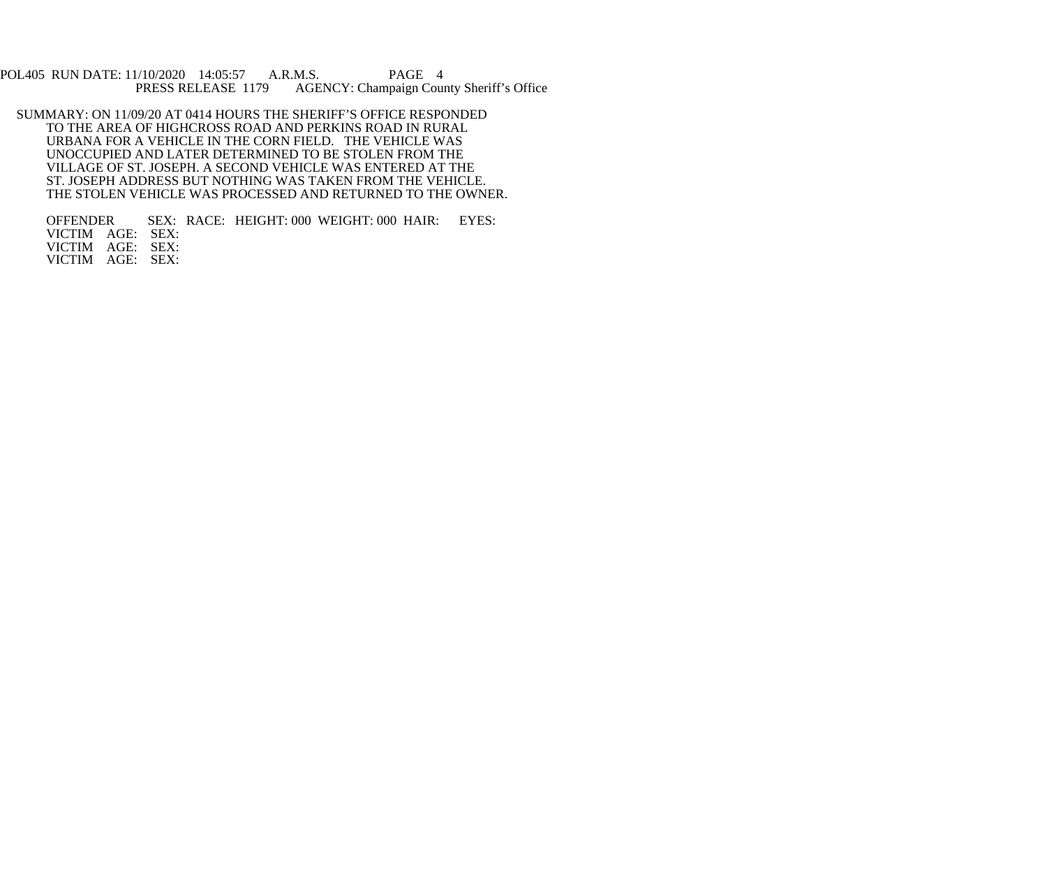SUMMARY: ON 11/09/20 AT 0414 HOURS THE SHERIFF'S OFFICE RESPONDED TO THE AREA OF HIGHCROSS ROAD AND PERKINS ROAD IN RURAL URBANA FOR A VEHICLE IN THE CORN FIELD. THE VEHICLE WAS UNOCCUPIED AND LATER DETERMINED TO BE STOLEN FROM THE VILLAGE OF ST. JOSEPH. A SECOND VEHICLE WAS ENTERED AT THE ST. JOSEPH ADDRESS BUT NOTHING WAS TAKEN FROM THE VEHICLE. THE STOLEN VEHICLE WAS PROCESSED AND RETURNED TO THE OWNER.

OFFENDER SEX: RACE: HEIGHT: 000 WEIGHT: 000 HAIR: EYES:
VICTIM AGE: SEX:
VICTIM AGE: SEX:
VICTIM AGE: SEX: